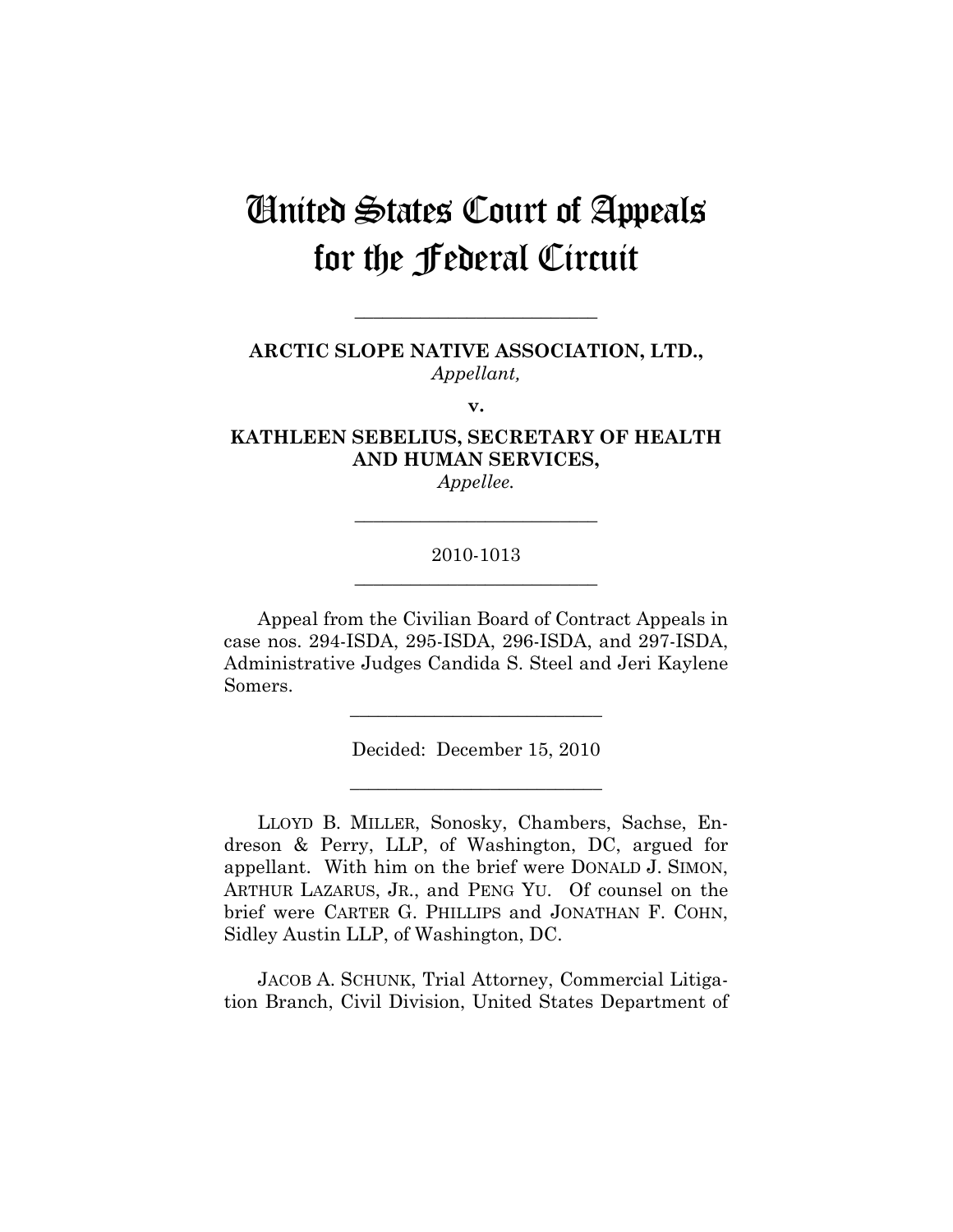# United States Court of Appeals for the Federal Circuit

---

**ARCTIC SLOPE NATIVE ASSOCIATION, LTD.,**
*Appellant,*

**v.**

**KATHLEEN SEBELIUS, SECRETARY OF HEALTH AND HUMAN SERVICES,**
*Appellee.*

---

2010-1013

---

Appeal from the Civilian Board of Contract Appeals in case nos. 294-ISDA, 295-ISDA, 296-ISDA, and 297-ISDA, Administrative Judges Candida S. Steel and Jeri Kaylene Somers.

---

Decided: December 15, 2010

---

LLOYD B. MILLER, Sonosky, Chambers, Sachse, Endreson & Perry, LLP, of Washington, DC, argued for appellant. With him on the brief were DONALD J. SIMON, ARTHUR LAZARUS, JR., and PENG YU. Of counsel on the brief were CARTER G. PHILLIPS and JONATHAN F. COHN, Sidley Austin LLP, of Washington, DC.

JACOB A. SCHUNK, Trial Attorney, Commercial Litigation Branch, Civil Division, United States Department of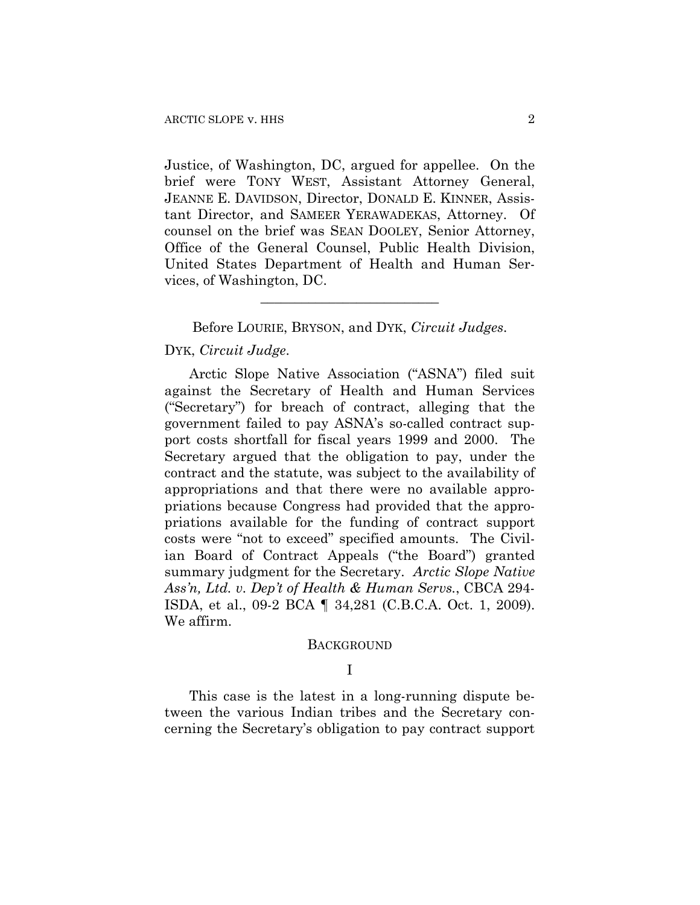Justice, of Washington, DC, argued for appellee. On the brief were TONY WEST, Assistant Attorney General, JEANNE E. DAVIDSON, Director, DONALD E. KINNER, Assistant Director, and SAMEER YERAWADEKAS, Attorney. Of counsel on the brief was SEAN DOOLEY, Senior Attorney, Office of the General Counsel, Public Health Division, United States Department of Health and Human Services, of Washington, DC.

---

Before LOURIE, BRYSON, and DYK, *Circuit Judges*.

DYK, *Circuit Judge*.

Arctic Slope Native Association ("ASNA") filed suit against the Secretary of Health and Human Services ("Secretary") for breach of contract, alleging that the government failed to pay ASNA's so-called contract support costs shortfall for fiscal years 1999 and 2000. The Secretary argued that the obligation to pay, under the contract and the statute, was subject to the availability of appropriations and that there were no available appropriations because Congress had provided that the appropriations available for the funding of contract support costs were "not to exceed" specified amounts. The Civilian Board of Contract Appeals ("the Board") granted summary judgment for the Secretary. *Arctic Slope Native Ass'n, Ltd. v. Dep't of Health & Human Servs.*, CBCA 294-ISDA, et al., 09-2 BCA ¶ 34,281 (C.B.C.A. Oct. 1, 2009). We affirm.

## BACKGROUND

### I

This case is the latest in a long-running dispute between the various Indian tribes and the Secretary concerning the Secretary's obligation to pay contract support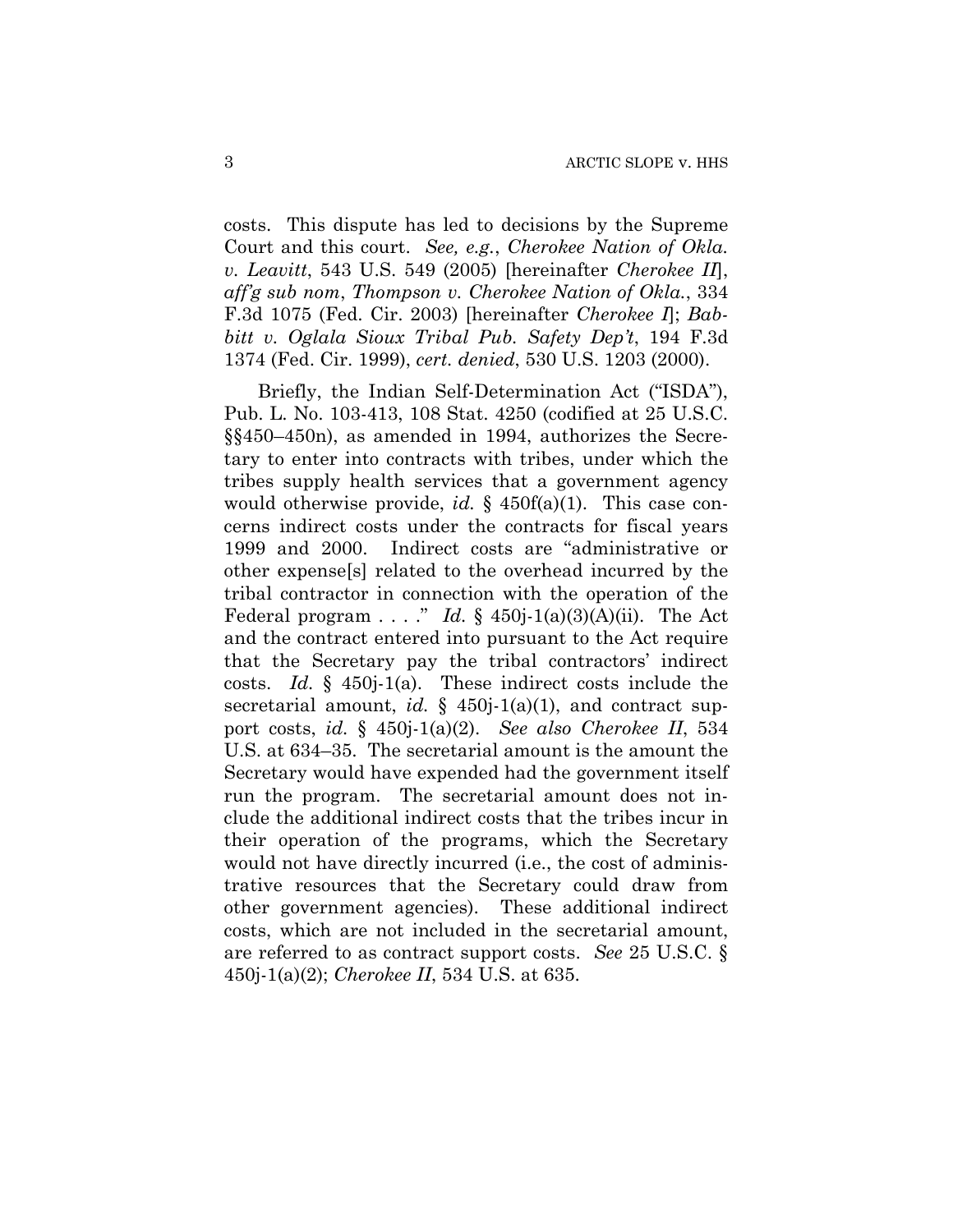costs. This dispute has led to decisions by the Supreme Court and this court. *See, e.g.*, *Cherokee Nation of Okla. v. Leavitt*, 543 U.S. 549 (2005) [hereinafter *Cherokee II*], *aff'g sub nom*, *Thompson v. Cherokee Nation of Okla.*, 334 F.3d 1075 (Fed. Cir. 2003) [hereinafter *Cherokee I*]; *Babbitt v. Oglala Sioux Tribal Pub. Safety Dep't*, 194 F.3d 1374 (Fed. Cir. 1999), *cert. denied*, 530 U.S. 1203 (2000).

Briefly, the Indian Self-Determination Act ("ISDA"), Pub. L. No. 103-413, 108 Stat. 4250 (codified at 25 U.S.C. §§450–450n), as amended in 1994, authorizes the Secretary to enter into contracts with tribes, under which the tribes supply health services that a government agency would otherwise provide, *id.* § 450f(a)(1). This case concerns indirect costs under the contracts for fiscal years 1999 and 2000. Indirect costs are "administrative or other expense[s] related to the overhead incurred by the tribal contractor in connection with the operation of the Federal program . . . ." *Id.* § 450j-1(a)(3)(A)(ii). The Act and the contract entered into pursuant to the Act require that the Secretary pay the tribal contractors' indirect costs. *Id.* § 450j-1(a). These indirect costs include the secretarial amount, *id.* § 450j-1(a)(1), and contract support costs, *id.* § 450j-1(a)(2). *See also Cherokee II*, 534 U.S. at 634–35. The secretarial amount is the amount the Secretary would have expended had the government itself run the program. The secretarial amount does not include the additional indirect costs that the tribes incur in their operation of the programs, which the Secretary would not have directly incurred (i.e., the cost of administrative resources that the Secretary could draw from other government agencies). These additional indirect costs, which are not included in the secretarial amount, are referred to as contract support costs. *See* 25 U.S.C. § 450j-1(a)(2); *Cherokee II*, 534 U.S. at 635.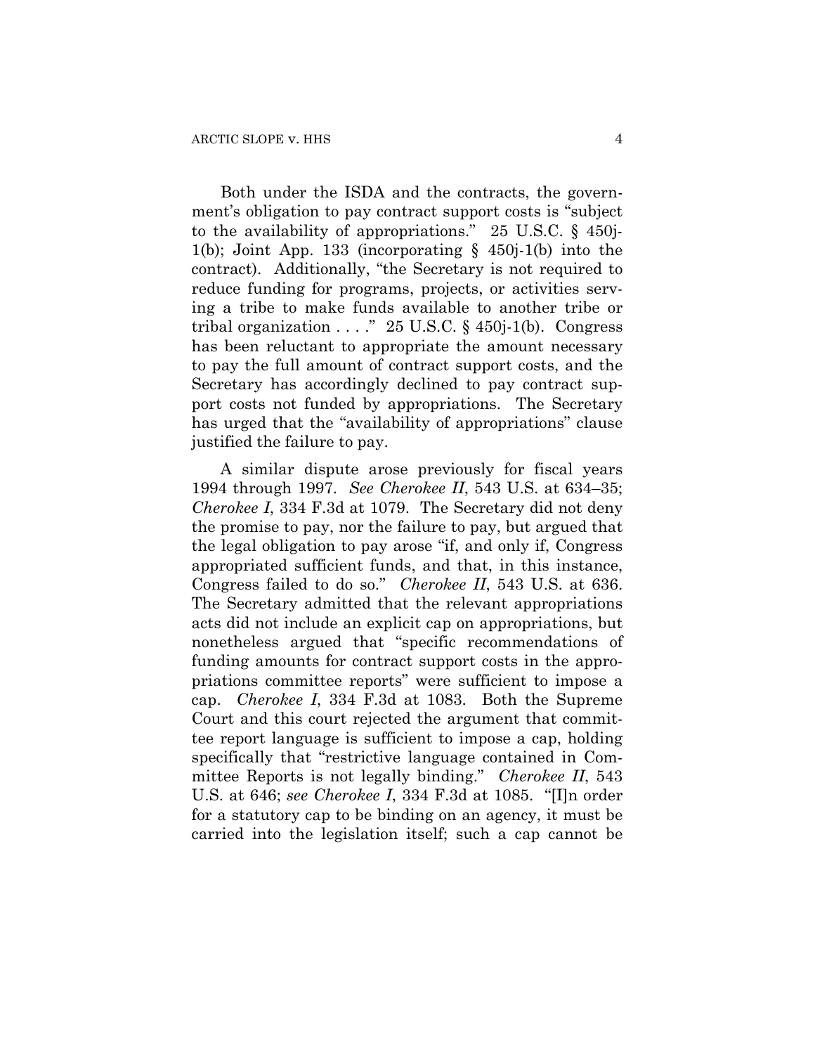Both under the ISDA and the contracts, the government's obligation to pay contract support costs is "subject to the availability of appropriations." 25 U.S.C. § 450j-1(b); Joint App. 133 (incorporating § 450j-1(b) into the contract). Additionally, "the Secretary is not required to reduce funding for programs, projects, or activities serving a tribe to make funds available to another tribe or tribal organization . . . ." 25 U.S.C. § 450j-1(b). Congress has been reluctant to appropriate the amount necessary to pay the full amount of contract support costs, and the Secretary has accordingly declined to pay contract support costs not funded by appropriations. The Secretary has urged that the "availability of appropriations" clause justified the failure to pay.

A similar dispute arose previously for fiscal years 1994 through 1997. *See Cherokee II*, 543 U.S. at 634–35; *Cherokee I*, 334 F.3d at 1079. The Secretary did not deny the promise to pay, nor the failure to pay, but argued that the legal obligation to pay arose "if, and only if, Congress appropriated sufficient funds, and that, in this instance, Congress failed to do so." *Cherokee II*, 543 U.S. at 636. The Secretary admitted that the relevant appropriations acts did not include an explicit cap on appropriations, but nonetheless argued that "specific recommendations of funding amounts for contract support costs in the appropriations committee reports" were sufficient to impose a cap. *Cherokee I*, 334 F.3d at 1083. Both the Supreme Court and this court rejected the argument that committee report language is sufficient to impose a cap, holding specifically that "restrictive language contained in Committee Reports is not legally binding." *Cherokee II*, 543 U.S. at 646; *see Cherokee I*, 334 F.3d at 1085. "[I]n order for a statutory cap to be binding on an agency, it must be carried into the legislation itself; such a cap cannot be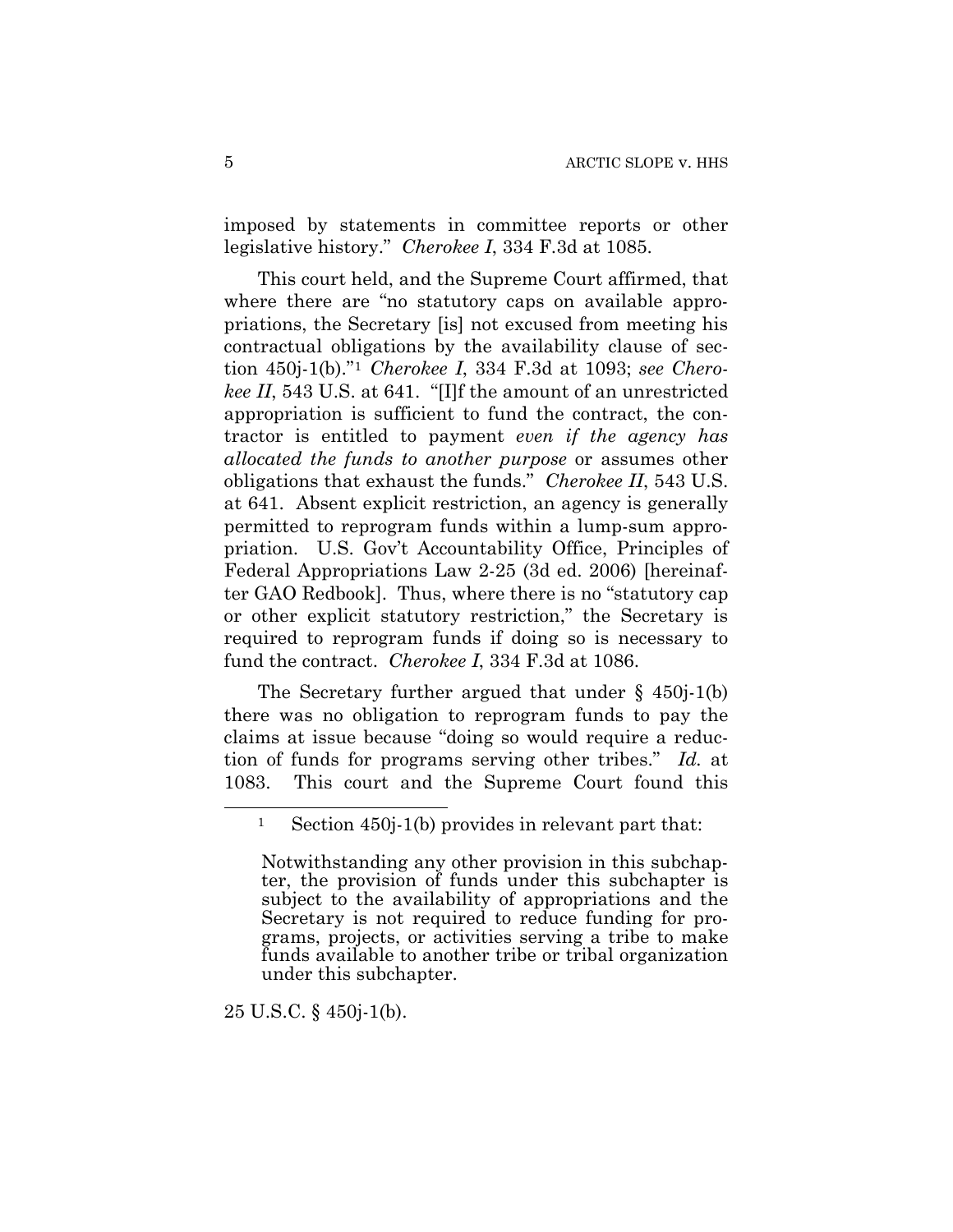imposed by statements in committee reports or other legislative history." *Cherokee I*, 334 F.3d at 1085.

This court held, and the Supreme Court affirmed, that where there are "no statutory caps on available appropriations, the Secretary [is] not excused from meeting his contractual obligations by the availability clause of section 450j-1(b)."[1] *Cherokee I*, 334 F.3d at 1093; *see Cherokee II*, 543 U.S. at 641. "[I]f the amount of an unrestricted appropriation is sufficient to fund the contract, the contractor is entitled to payment *even if the agency has allocated the funds to another purpose* or assumes other obligations that exhaust the funds." *Cherokee II*, 543 U.S. at 641. Absent explicit restriction, an agency is generally permitted to reprogram funds within a lump-sum appropriation. U.S. Gov't Accountability Office, Principles of Federal Appropriations Law 2-25 (3d ed. 2006) [hereinafter GAO Redbook]. Thus, where there is no "statutory cap or other explicit statutory restriction," the Secretary is required to reprogram funds if doing so is necessary to fund the contract. *Cherokee I*, 334 F.3d at 1086.

The Secretary further argued that under § 450j-1(b) there was no obligation to reprogram funds to pay the claims at issue because "doing so would require a reduction of funds for programs serving other tribes." *Id.* at 1083. This court and the Supreme Court found this

---

[1] Section 450j-1(b) provides in relevant part that:

> Notwithstanding any other provision in this subchapter, the provision of funds under this subchapter is subject to the availability of appropriations and the Secretary is not required to reduce funding for programs, projects, or activities serving a tribe to make funds available to another tribe or tribal organization under this subchapter.

25 U.S.C. § 450j-1(b).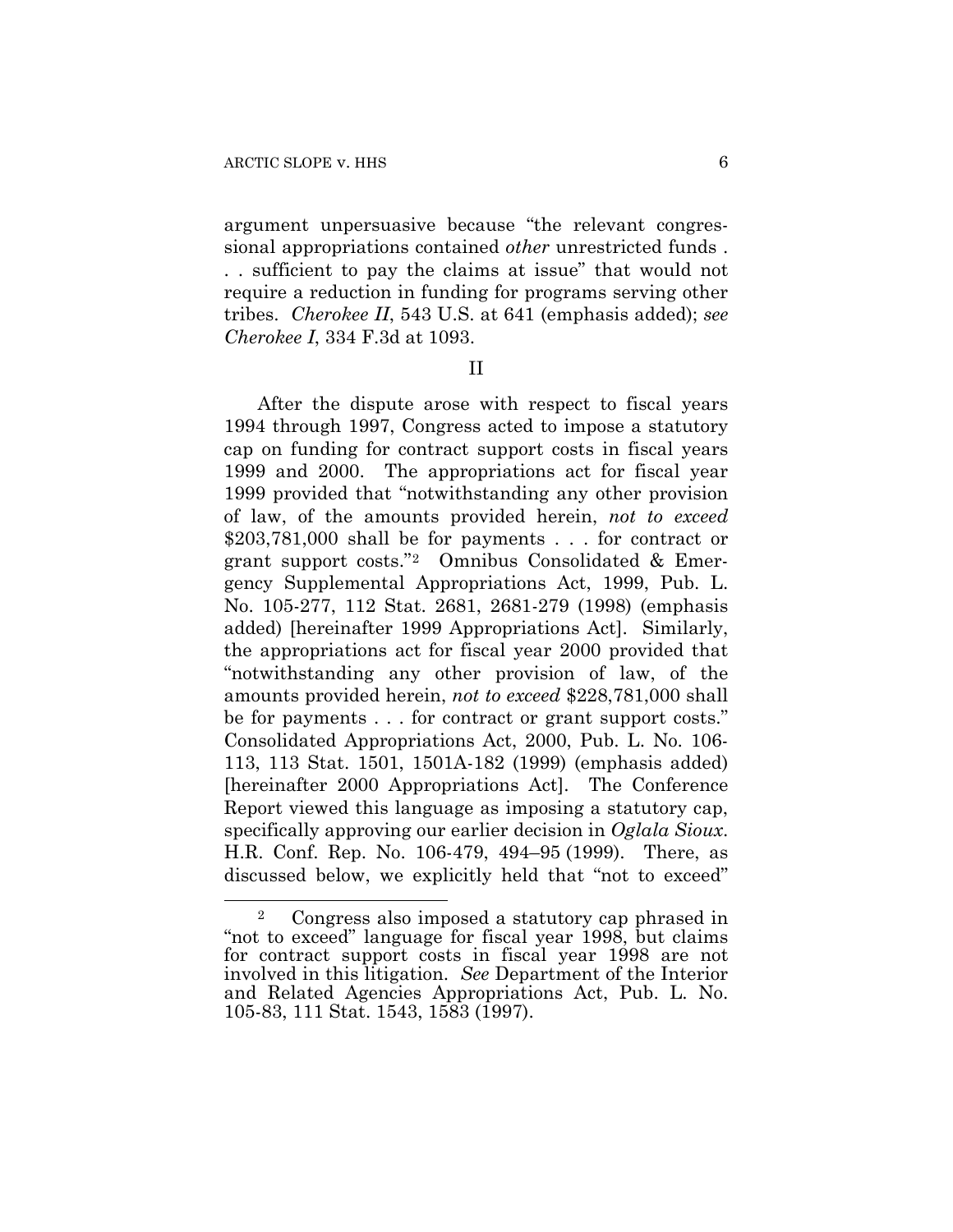argument unpersuasive because "the relevant congressional appropriations contained *other* unrestricted funds . . . sufficient to pay the claims at issue" that would not require a reduction in funding for programs serving other tribes. *Cherokee II*, 543 U.S. at 641 (emphasis added); *see Cherokee I*, 334 F.3d at 1093.

## II

After the dispute arose with respect to fiscal years 1994 through 1997, Congress acted to impose a statutory cap on funding for contract support costs in fiscal years 1999 and 2000. The appropriations act for fiscal year 1999 provided that "notwithstanding any other provision of law, of the amounts provided herein, *not to exceed* \$203,781,000 shall be for payments . . . for contract or grant support costs."[2] Omnibus Consolidated & Emergency Supplemental Appropriations Act, 1999, Pub. L. No. 105-277, 112 Stat. 2681, 2681-279 (1998) (emphasis added) [hereinafter 1999 Appropriations Act]. Similarly, the appropriations act for fiscal year 2000 provided that "notwithstanding any other provision of law, of the amounts provided herein, *not to exceed* \$228,781,000 shall be for payments . . . for contract or grant support costs." Consolidated Appropriations Act, 2000, Pub. L. No. 106-113, 113 Stat. 1501, 1501A-182 (1999) (emphasis added) [hereinafter 2000 Appropriations Act]. The Conference Report viewed this language as imposing a statutory cap, specifically approving our earlier decision in *Oglala Sioux*. H.R. Conf. Rep. No. 106-479, 494–95 (1999). There, as discussed below, we explicitly held that "not to exceed"

[2] Congress also imposed a statutory cap phrased in "not to exceed" language for fiscal year 1998, but claims for contract support costs in fiscal year 1998 are not involved in this litigation. *See* Department of the Interior and Related Agencies Appropriations Act, Pub. L. No. 105-83, 111 Stat. 1543, 1583 (1997).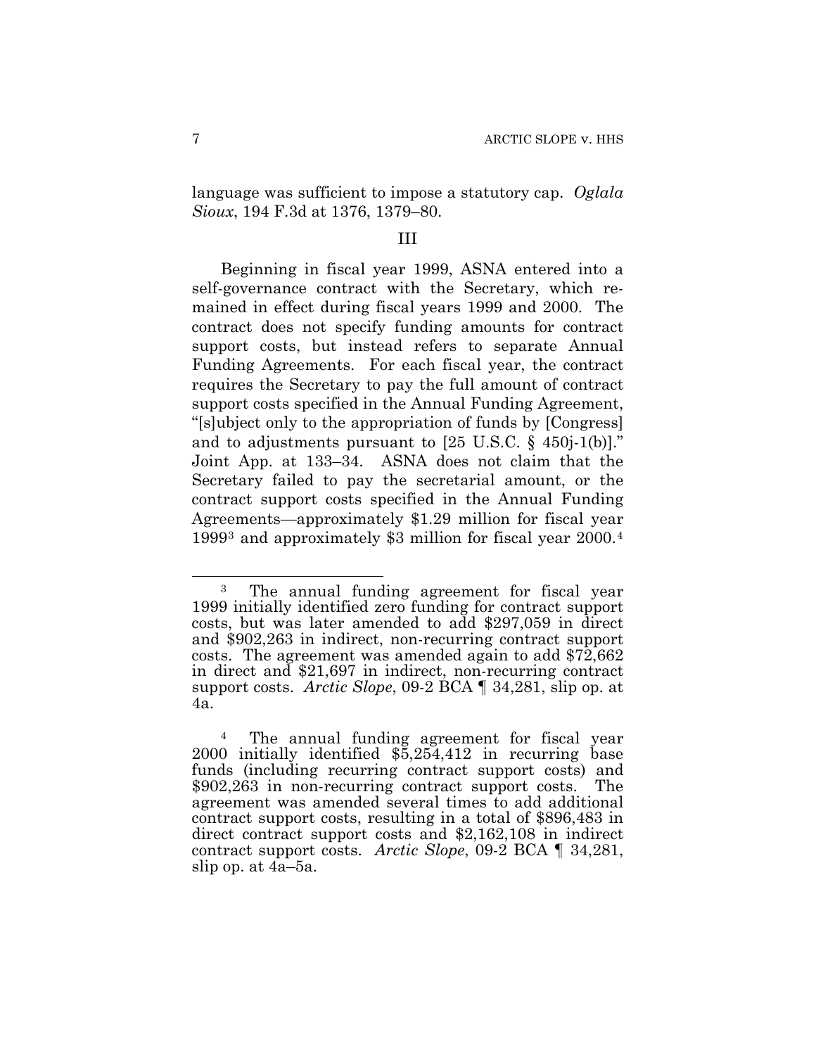language was sufficient to impose a statutory cap. *Oglala Sioux*, 194 F.3d at 1376, 1379–80.

## III

Beginning in fiscal year 1999, ASNA entered into a self-governance contract with the Secretary, which remained in effect during fiscal years 1999 and 2000. The contract does not specify funding amounts for contract support costs, but instead refers to separate Annual Funding Agreements. For each fiscal year, the contract requires the Secretary to pay the full amount of contract support costs specified in the Annual Funding Agreement, "[s]ubject only to the appropriation of funds by [Congress] and to adjustments pursuant to [25 U.S.C. § 450j-1(b)]." Joint App. at 133–34. ASNA does not claim that the Secretary failed to pay the secretarial amount, or the contract support costs specified in the Annual Funding Agreements—approximately $1.29 million for fiscal year 1999[3] and approximately $3 million for fiscal year 2000.[4]

---

[3] The annual funding agreement for fiscal year 1999 initially identified zero funding for contract support costs, but was later amended to add $297,059 in direct and $902,263 in indirect, non-recurring contract support costs. The agreement was amended again to add $72,662 in direct and $21,697 in indirect, non-recurring contract support costs. *Arctic Slope*, 09-2 BCA ¶ 34,281, slip op. at 4a.

[4] The annual funding agreement for fiscal year 2000 initially identified $5,254,412 in recurring base funds (including recurring contract support costs) and $902,263 in non-recurring contract support costs. The agreement was amended several times to add additional contract support costs, resulting in a total of $896,483 in direct contract support costs and $2,162,108 in indirect contract support costs. *Arctic Slope*, 09-2 BCA ¶ 34,281, slip op. at 4a–5a.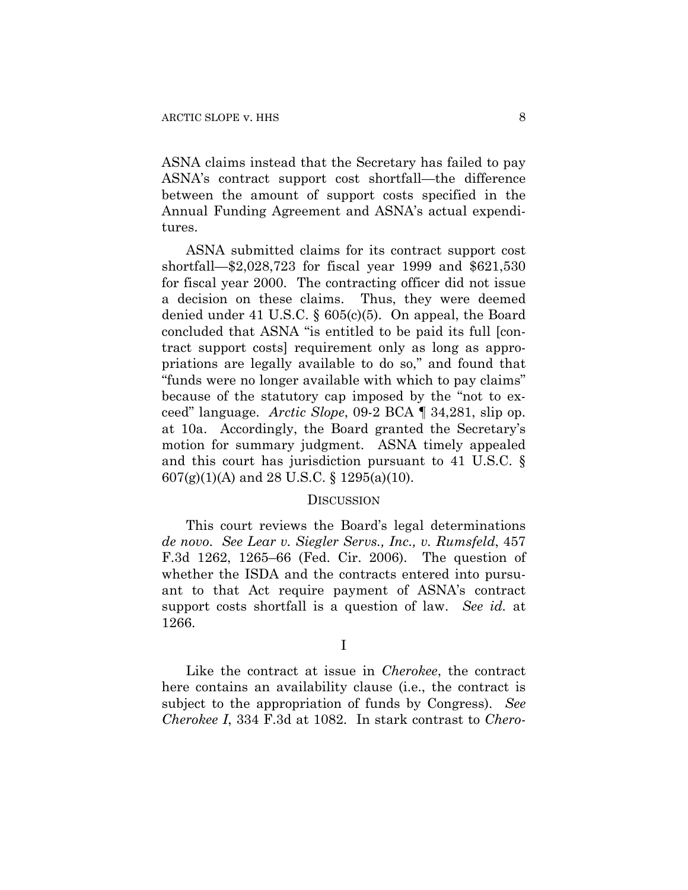ASNA claims instead that the Secretary has failed to pay ASNA's contract support cost shortfall—the difference between the amount of support costs specified in the Annual Funding Agreement and ASNA's actual expenditures.

ASNA submitted claims for its contract support cost shortfall—$2,028,723 for fiscal year 1999 and $621,530 for fiscal year 2000. The contracting officer did not issue a decision on these claims. Thus, they were deemed denied under 41 U.S.C. § 605(c)(5). On appeal, the Board concluded that ASNA "is entitled to be paid its full [contract support costs] requirement only as long as appropriations are legally available to do so," and found that "funds were no longer available with which to pay claims" because of the statutory cap imposed by the "not to exceed" language. *Arctic Slope*, 09-2 BCA ¶ 34,281, slip op. at 10a. Accordingly, the Board granted the Secretary's motion for summary judgment. ASNA timely appealed and this court has jurisdiction pursuant to 41 U.S.C. § 607(g)(1)(A) and 28 U.S.C. § 1295(a)(10).

## DISCUSSION

This court reviews the Board's legal determinations *de novo*. *See Lear v. Siegler Servs., Inc., v. Rumsfeld*, 457 F.3d 1262, 1265–66 (Fed. Cir. 2006). The question of whether the ISDA and the contracts entered into pursuant to that Act require payment of ASNA's contract support costs shortfall is a question of law. *See id.* at 1266.

### I

Like the contract at issue in *Cherokee*, the contract here contains an availability clause (i.e., the contract is subject to the appropriation of funds by Congress). *See Cherokee I*, 334 F.3d at 1082. In stark contrast to *Chero-*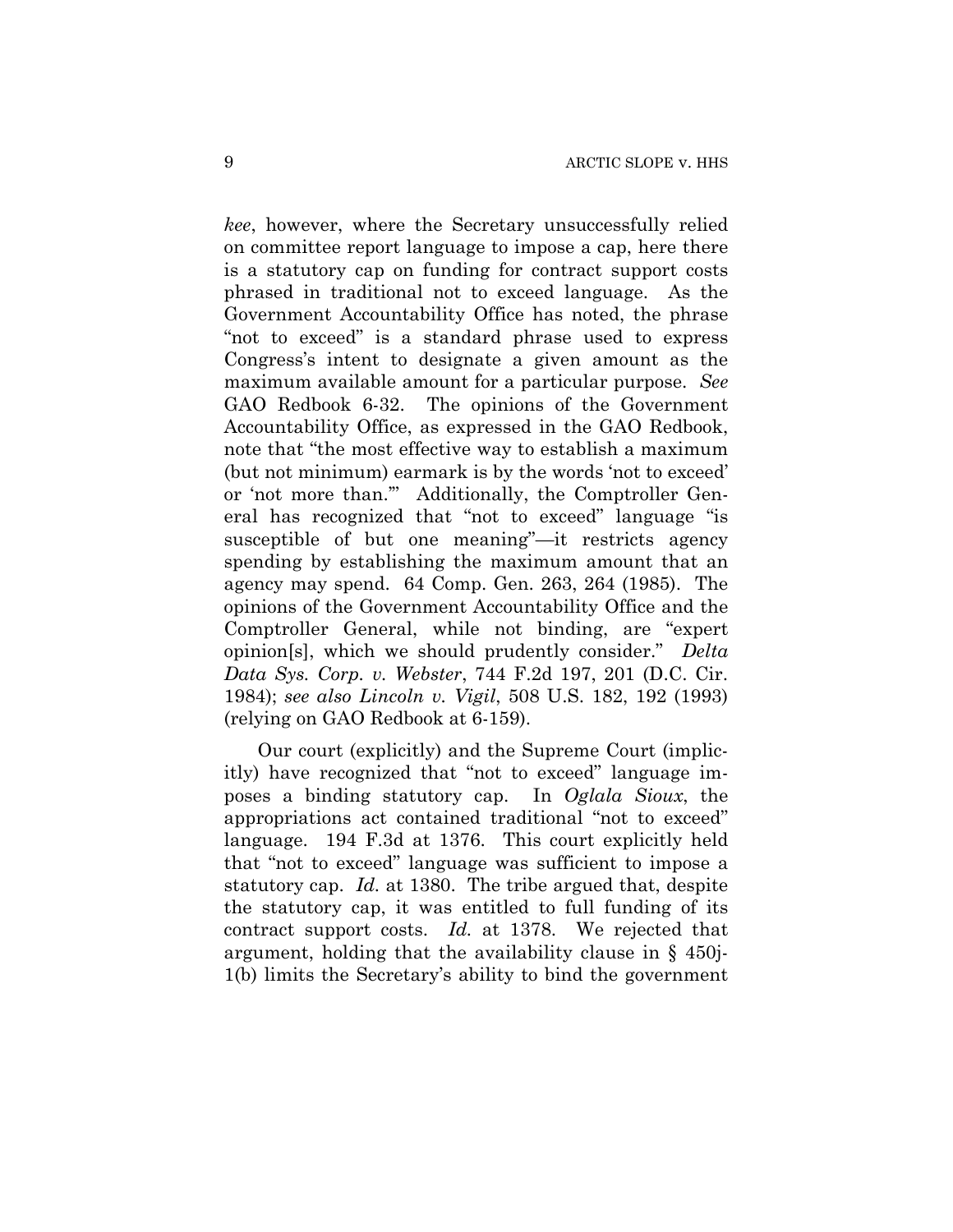*kee*, however, where the Secretary unsuccessfully relied on committee report language to impose a cap, here there is a statutory cap on funding for contract support costs phrased in traditional not to exceed language. As the Government Accountability Office has noted, the phrase "not to exceed" is a standard phrase used to express Congress's intent to designate a given amount as the maximum available amount for a particular purpose. *See* GAO Redbook 6-32. The opinions of the Government Accountability Office, as expressed in the GAO Redbook, note that "the most effective way to establish a maximum (but not minimum) earmark is by the words 'not to exceed' or 'not more than.'" Additionally, the Comptroller General has recognized that "not to exceed" language "is susceptible of but one meaning"—it restricts agency spending by establishing the maximum amount that an agency may spend. 64 Comp. Gen. 263, 264 (1985). The opinions of the Government Accountability Office and the Comptroller General, while not binding, are "expert opinion[s], which we should prudently consider." *Delta Data Sys. Corp. v. Webster*, 744 F.2d 197, 201 (D.C. Cir. 1984); *see also Lincoln v. Vigil*, 508 U.S. 182, 192 (1993) (relying on GAO Redbook at 6-159).

Our court (explicitly) and the Supreme Court (implicitly) have recognized that "not to exceed" language imposes a binding statutory cap. In *Oglala Sioux*, the appropriations act contained traditional "not to exceed" language. 194 F.3d at 1376. This court explicitly held that "not to exceed" language was sufficient to impose a statutory cap. *Id.* at 1380. The tribe argued that, despite the statutory cap, it was entitled to full funding of its contract support costs. *Id.* at 1378. We rejected that argument, holding that the availability clause in § 450j-1(b) limits the Secretary's ability to bind the government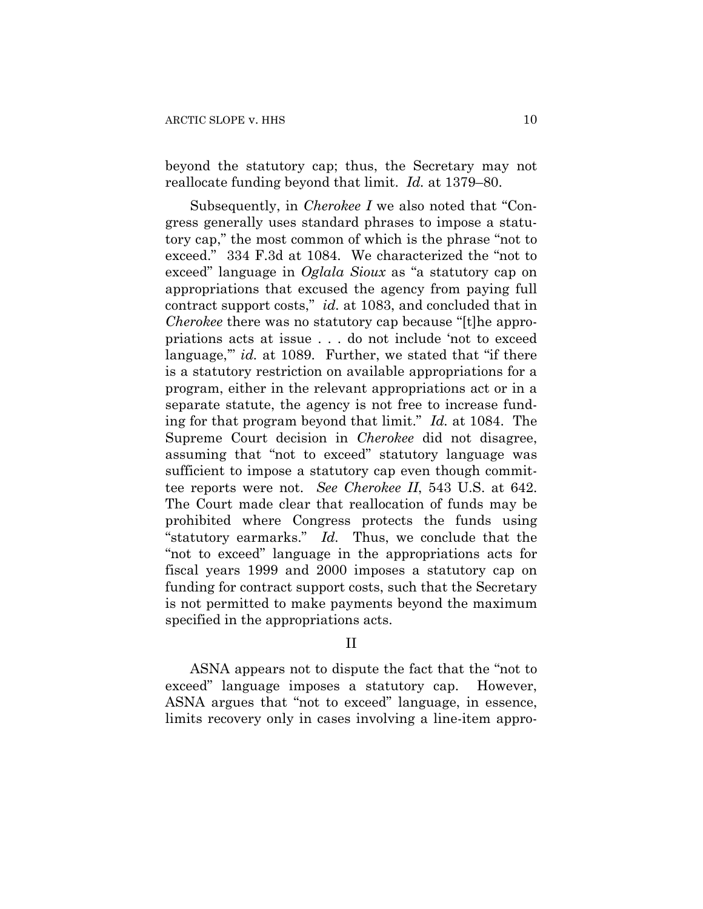beyond the statutory cap; thus, the Secretary may not reallocate funding beyond that limit. *Id.* at 1379–80.

Subsequently, in *Cherokee I* we also noted that "Congress generally uses standard phrases to impose a statutory cap," the most common of which is the phrase "not to exceed." 334 F.3d at 1084. We characterized the "not to exceed" language in *Oglala Sioux* as "a statutory cap on appropriations that excused the agency from paying full contract support costs," *id.* at 1083, and concluded that in *Cherokee* there was no statutory cap because "[t]he appropriations acts at issue . . . do not include 'not to exceed language,'" *id.* at 1089. Further, we stated that "if there is a statutory restriction on available appropriations for a program, either in the relevant appropriations act or in a separate statute, the agency is not free to increase funding for that program beyond that limit." *Id.* at 1084. The Supreme Court decision in *Cherokee* did not disagree, assuming that "not to exceed" statutory language was sufficient to impose a statutory cap even though committee reports were not. *See Cherokee II*, 543 U.S. at 642. The Court made clear that reallocation of funds may be prohibited where Congress protects the funds using "statutory earmarks." *Id.* Thus, we conclude that the "not to exceed" language in the appropriations acts for fiscal years 1999 and 2000 imposes a statutory cap on funding for contract support costs, such that the Secretary is not permitted to make payments beyond the maximum specified in the appropriations acts.

## II

ASNA appears not to dispute the fact that the "not to exceed" language imposes a statutory cap. However, ASNA argues that "not to exceed" language, in essence, limits recovery only in cases involving a line-item appro-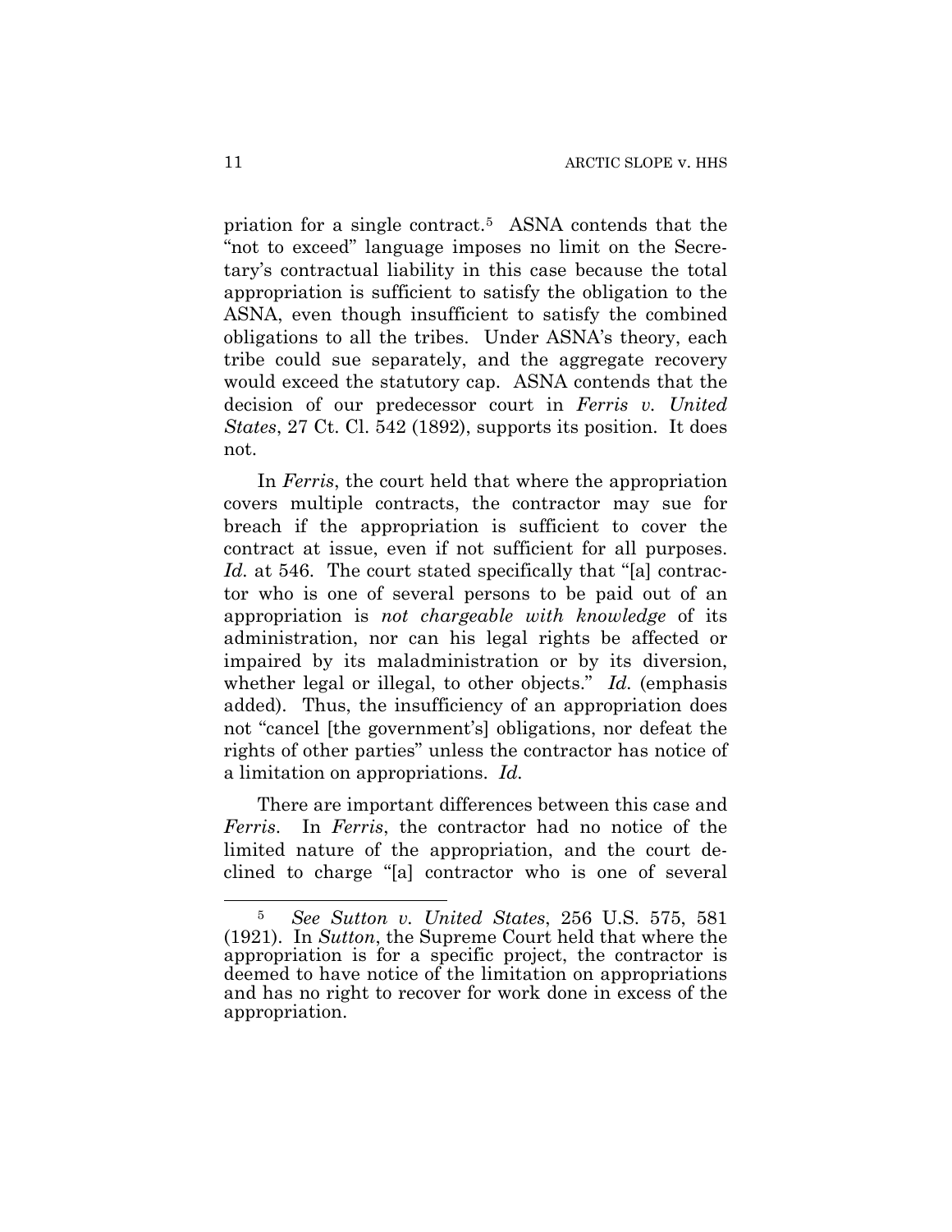priation for a single contract.[5] ASNA contends that the "not to exceed" language imposes no limit on the Secretary's contractual liability in this case because the total appropriation is sufficient to satisfy the obligation to the ASNA, even though insufficient to satisfy the combined obligations to all the tribes. Under ASNA's theory, each tribe could sue separately, and the aggregate recovery would exceed the statutory cap. ASNA contends that the decision of our predecessor court in *Ferris v. United States*, 27 Ct. Cl. 542 (1892), supports its position. It does not.

In *Ferris*, the court held that where the appropriation covers multiple contracts, the contractor may sue for breach if the appropriation is sufficient to cover the contract at issue, even if not sufficient for all purposes. *Id.* at 546. The court stated specifically that "[a] contractor who is one of several persons to be paid out of an appropriation is *not chargeable with knowledge* of its administration, nor can his legal rights be affected or impaired by its maladministration or by its diversion, whether legal or illegal, to other objects." *Id.* (emphasis added). Thus, the insufficiency of an appropriation does not "cancel [the government's] obligations, nor defeat the rights of other parties" unless the contractor has notice of a limitation on appropriations. *Id.*

There are important differences between this case and *Ferris*. In *Ferris*, the contractor had no notice of the limited nature of the appropriation, and the court declined to charge "[a] contractor who is one of several

---

[5] *See Sutton v. United States*, 256 U.S. 575, 581 (1921). In *Sutton*, the Supreme Court held that where the appropriation is for a specific project, the contractor is deemed to have notice of the limitation on appropriations and has no right to recover for work done in excess of the appropriation.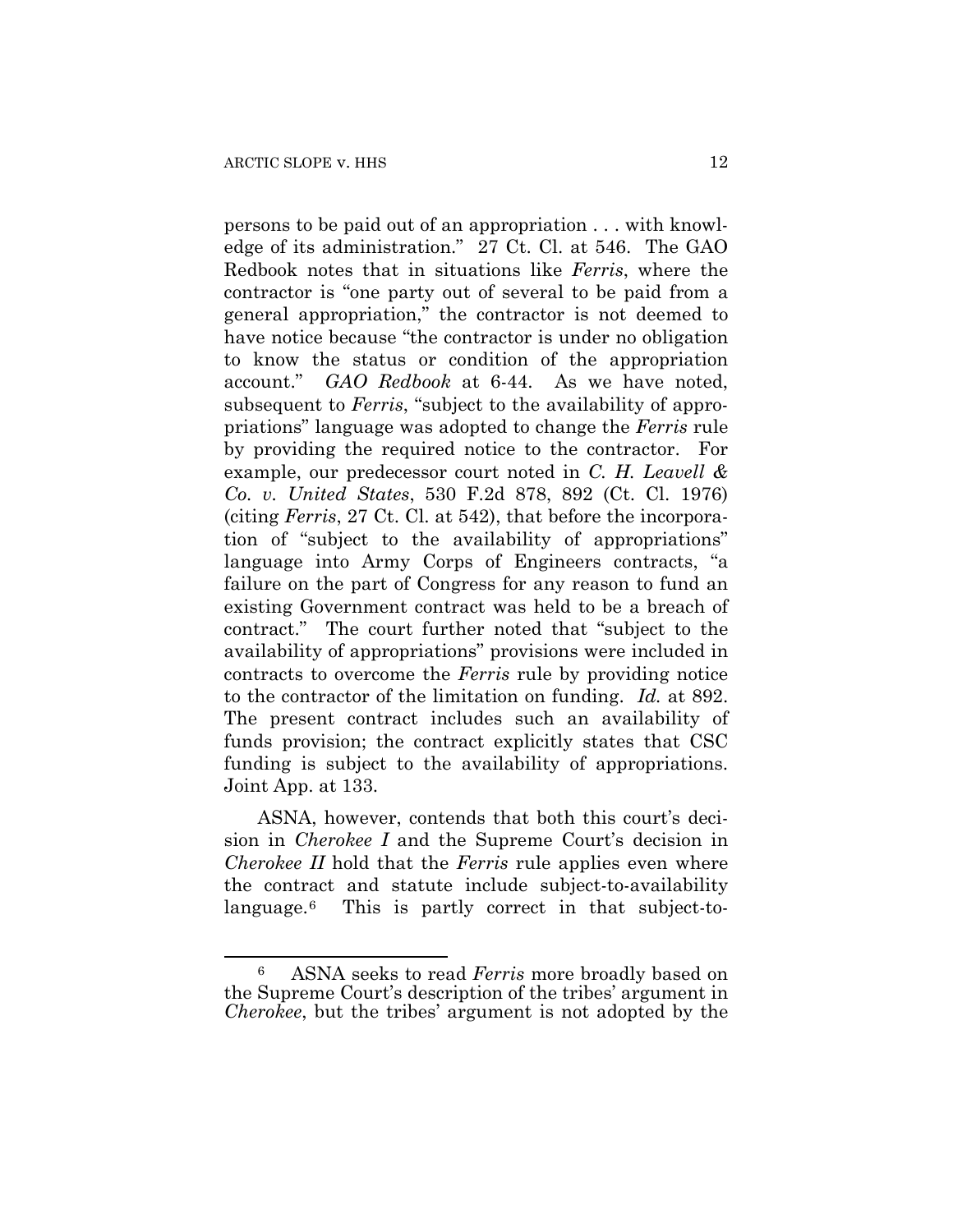persons to be paid out of an appropriation . . . with knowledge of its administration." 27 Ct. Cl. at 546. The GAO Redbook notes that in situations like *Ferris*, where the contractor is "one party out of several to be paid from a general appropriation," the contractor is not deemed to have notice because "the contractor is under no obligation to know the status or condition of the appropriation account." *GAO Redbook* at 6-44. As we have noted, subsequent to *Ferris*, "subject to the availability of appropriations" language was adopted to change the *Ferris* rule by providing the required notice to the contractor. For example, our predecessor court noted in *C. H. Leavell & Co. v. United States*, 530 F.2d 878, 892 (Ct. Cl. 1976) (citing *Ferris*, 27 Ct. Cl. at 542), that before the incorporation of "subject to the availability of appropriations" language into Army Corps of Engineers contracts, "a failure on the part of Congress for any reason to fund an existing Government contract was held to be a breach of contract." The court further noted that "subject to the availability of appropriations" provisions were included in contracts to overcome the *Ferris* rule by providing notice to the contractor of the limitation on funding. *Id.* at 892. The present contract includes such an availability of funds provision; the contract explicitly states that CSC funding is subject to the availability of appropriations. Joint App. at 133.

ASNA, however, contends that both this court's decision in *Cherokee I* and the Supreme Court's decision in *Cherokee II* hold that the *Ferris* rule applies even where the contract and statute include subject-to-availability language.[6] This is partly correct in that subject-to-

[6] ASNA seeks to read *Ferris* more broadly based on the Supreme Court's description of the tribes' argument in *Cherokee*, but the tribes' argument is not adopted by the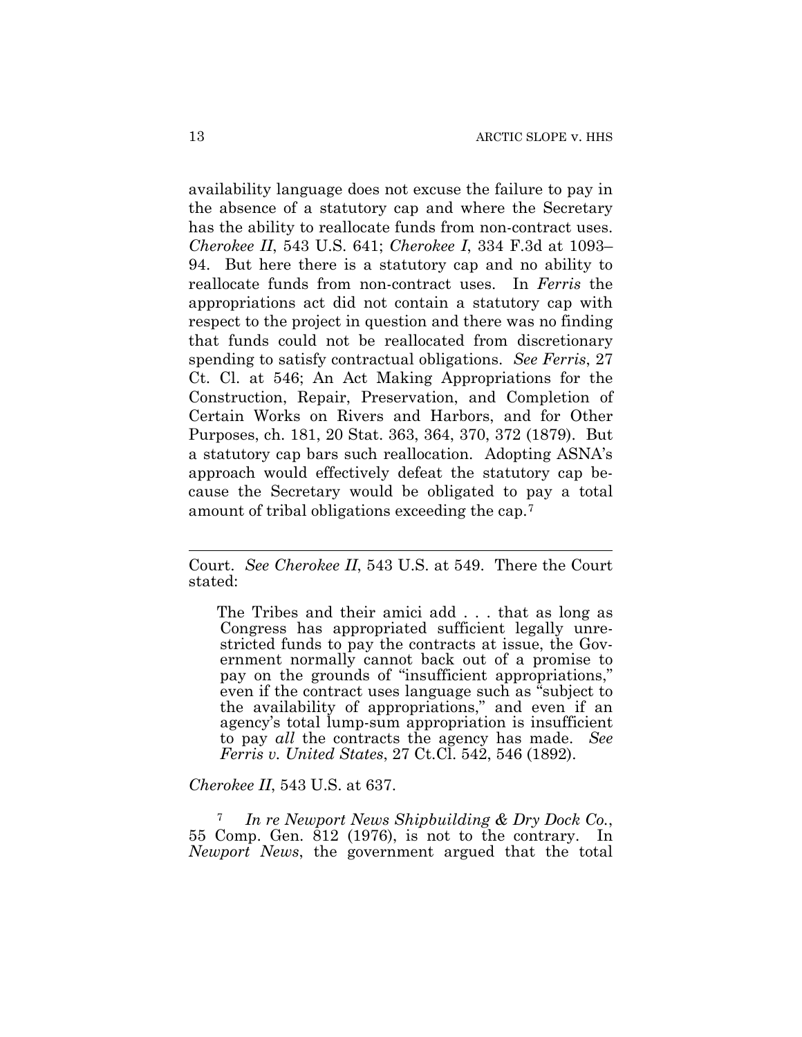availability language does not excuse the failure to pay in the absence of a statutory cap and where the Secretary has the ability to reallocate funds from non-contract uses. *Cherokee II*, 543 U.S. 641; *Cherokee I*, 334 F.3d at 1093–94. But here there is a statutory cap and no ability to reallocate funds from non-contract uses. In *Ferris* the appropriations act did not contain a statutory cap with respect to the project in question and there was no finding that funds could not be reallocated from discretionary spending to satisfy contractual obligations. *See Ferris*, 27 Ct. Cl. at 546; An Act Making Appropriations for the Construction, Repair, Preservation, and Completion of Certain Works on Rivers and Harbors, and for Other Purposes, ch. 181, 20 Stat. 363, 364, 370, 372 (1879). But a statutory cap bars such reallocation. Adopting ASNA's approach would effectively defeat the statutory cap because the Secretary would be obligated to pay a total amount of tribal obligations exceeding the cap.[7]

---

Court. *See Cherokee II*, 543 U.S. at 549. There the Court stated:

> The Tribes and their amici add . . . that as long as Congress has appropriated sufficient legally unrestricted funds to pay the contracts at issue, the Government normally cannot back out of a promise to pay on the grounds of "insufficient appropriations," even if the contract uses language such as "subject to the availability of appropriations," and even if an agency's total lump-sum appropriation is insufficient to pay *all* the contracts the agency has made. *See Ferris v. United States*, 27 Ct.Cl. 542, 546 (1892).

*Cherokee II*, 543 U.S. at 637.

[7] *In re Newport News Shipbuilding & Dry Dock Co.*, 55 Comp. Gen. 812 (1976), is not to the contrary. In *Newport News*, the government argued that the total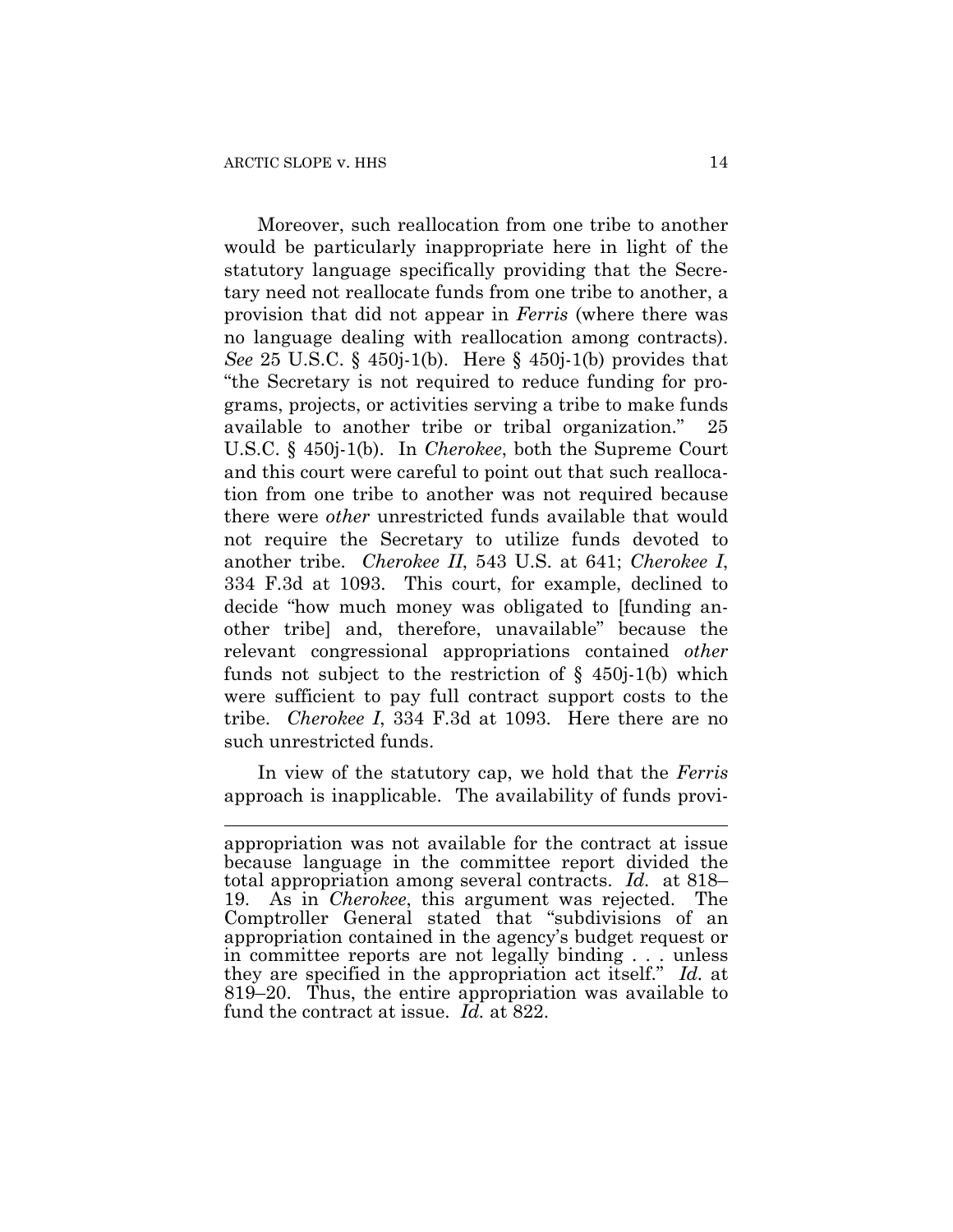Moreover, such reallocation from one tribe to another would be particularly inappropriate here in light of the statutory language specifically providing that the Secretary need not reallocate funds from one tribe to another, a provision that did not appear in *Ferris* (where there was no language dealing with reallocation among contracts). *See* 25 U.S.C. § 450j-1(b). Here § 450j-1(b) provides that "the Secretary is not required to reduce funding for programs, projects, or activities serving a tribe to make funds available to another tribe or tribal organization." 25 U.S.C. § 450j-1(b). In *Cherokee*, both the Supreme Court and this court were careful to point out that such reallocation from one tribe to another was not required because there were *other* unrestricted funds available that would not require the Secretary to utilize funds devoted to another tribe. *Cherokee II*, 543 U.S. at 641; *Cherokee I*, 334 F.3d at 1093. This court, for example, declined to decide "how much money was obligated to [funding another tribe] and, therefore, unavailable" because the relevant congressional appropriations contained *other* funds not subject to the restriction of § 450j-1(b) which were sufficient to pay full contract support costs to the tribe. *Cherokee I*, 334 F.3d at 1093. Here there are no such unrestricted funds.

In view of the statutory cap, we hold that the *Ferris* approach is inapplicable. The availability of funds provi-

---

appropriation was not available for the contract at issue because language in the committee report divided the total appropriation among several contracts. *Id.* at 818–19. As in *Cherokee*, this argument was rejected. The Comptroller General stated that "subdivisions of an appropriation contained in the agency's budget request or in committee reports are not legally binding . . . unless they are specified in the appropriation act itself." *Id.* at 819–20. Thus, the entire appropriation was available to fund the contract at issue. *Id.* at 822.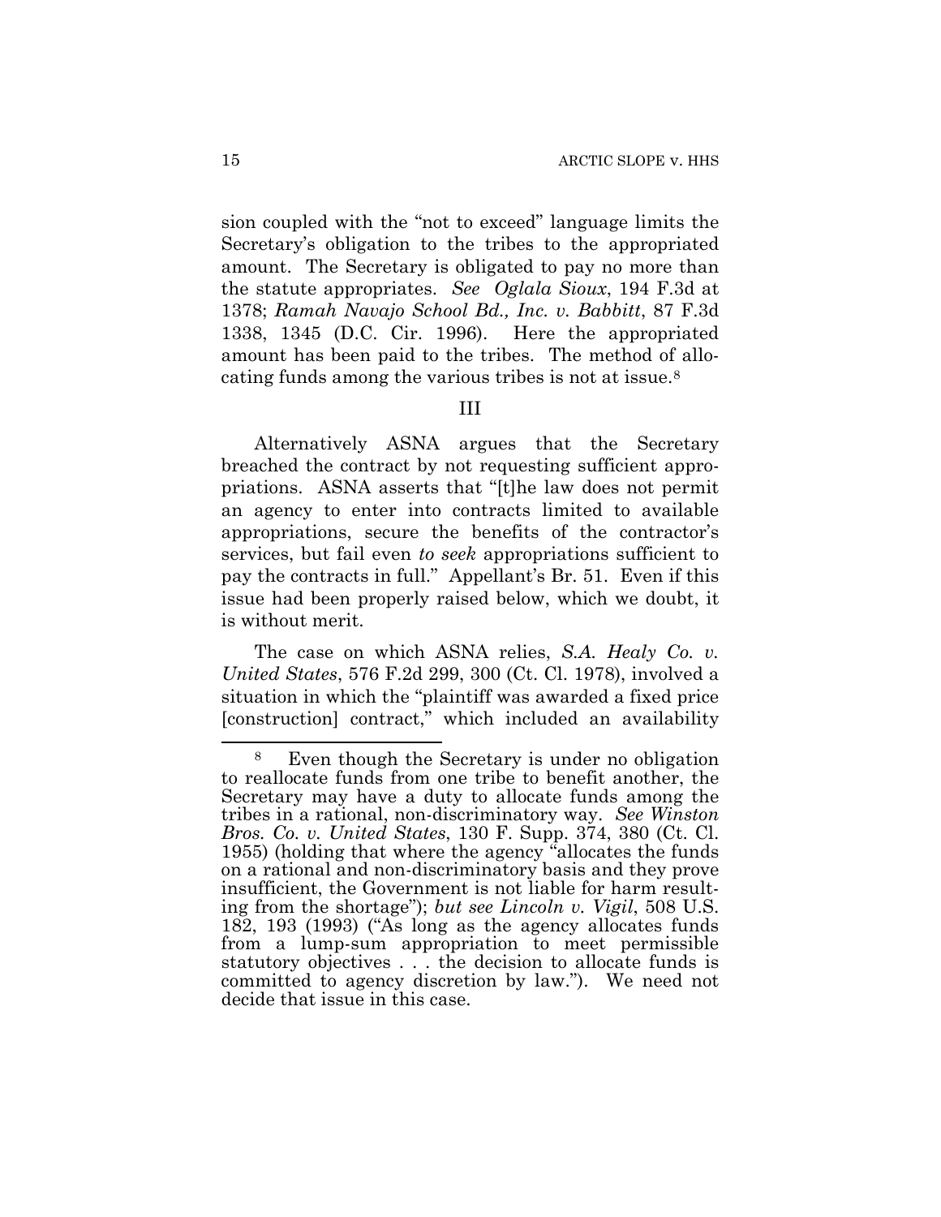sion coupled with the "not to exceed" language limits the Secretary's obligation to the tribes to the appropriated amount. The Secretary is obligated to pay no more than the statute appropriates. *See Oglala Sioux*, 194 F.3d at 1378; *Ramah Navajo School Bd., Inc. v. Babbitt*, 87 F.3d 1338, 1345 (D.C. Cir. 1996). Here the appropriated amount has been paid to the tribes. The method of allocating funds among the various tribes is not at issue.[8]

## III

Alternatively ASNA argues that the Secretary breached the contract by not requesting sufficient appropriations. ASNA asserts that "[t]he law does not permit an agency to enter into contracts limited to available appropriations, secure the benefits of the contractor's services, but fail even *to seek* appropriations sufficient to pay the contracts in full." Appellant's Br. 51. Even if this issue had been properly raised below, which we doubt, it is without merit.

The case on which ASNA relies, *S.A. Healy Co. v. United States*, 576 F.2d 299, 300 (Ct. Cl. 1978), involved a situation in which the "plaintiff was awarded a fixed price [construction] contract," which included an availability

---

[8] Even though the Secretary is under no obligation to reallocate funds from one tribe to benefit another, the Secretary may have a duty to allocate funds among the tribes in a rational, non-discriminatory way. *See Winston Bros. Co. v. United States*, 130 F. Supp. 374, 380 (Ct. Cl. 1955) (holding that where the agency "allocates the funds on a rational and non-discriminatory basis and they prove insufficient, the Government is not liable for harm resulting from the shortage"); *but see Lincoln v. Vigil*, 508 U.S. 182, 193 (1993) ("As long as the agency allocates funds from a lump-sum appropriation to meet permissible statutory objectives . . . the decision to allocate funds is committed to agency discretion by law."). We need not decide that issue in this case.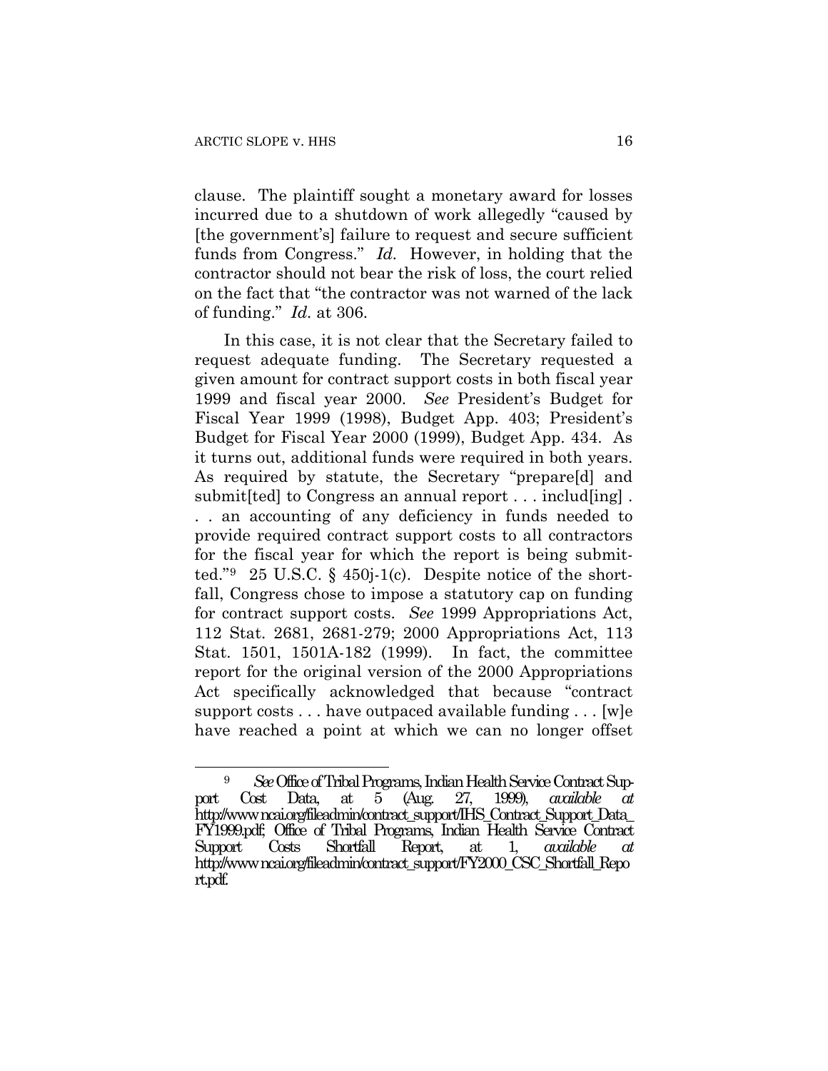clause. The plaintiff sought a monetary award for losses incurred due to a shutdown of work allegedly "caused by [the government's] failure to request and secure sufficient funds from Congress." *Id*. However, in holding that the contractor should not bear the risk of loss, the court relied on the fact that "the contractor was not warned of the lack of funding." *Id*. at 306.

In this case, it is not clear that the Secretary failed to request adequate funding. The Secretary requested a given amount for contract support costs in both fiscal year 1999 and fiscal year 2000. *See* President's Budget for Fiscal Year 1999 (1998), Budget App. 403; President's Budget for Fiscal Year 2000 (1999), Budget App. 434. As it turns out, additional funds were required in both years. As required by statute, the Secretary "prepare[d] and submit[ted] to Congress an annual report . . . includ[ing] . . . an accounting of any deficiency in funds needed to provide required contract support costs to all contractors for the fiscal year for which the report is being submitted."[9] 25 U.S.C. § 450j-1(c). Despite notice of the shortfall, Congress chose to impose a statutory cap on funding for contract support costs. *See* 1999 Appropriations Act, 112 Stat. 2681, 2681-279; 2000 Appropriations Act, 113 Stat. 1501, 1501A-182 (1999). In fact, the committee report for the original version of the 2000 Appropriations Act specifically acknowledged that because "contract support costs . . . have outpaced available funding . . . [w]e have reached a point at which we can no longer offset

[9] *See* Office of Tribal Programs, Indian Health Service Contract Support Cost Data, at 5 (Aug. 27, 1999), *available at* http://www.ncai.org/fileadmin/contract_support/IHS_Contract_Support_Data_FY1999.pdf; Office of Tribal Programs, Indian Health Service Contract Support Costs Shortfall Report, at 1, *available at* http://www.ncai.org/fileadmin/contract_support/FY2000_CSC_Shortfall_Report.pdf.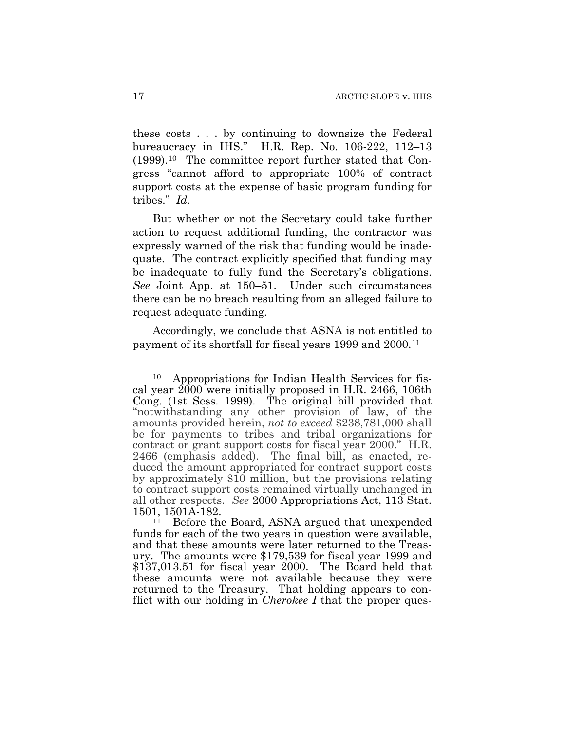these costs . . . by continuing to downsize the Federal bureaucracy in IHS." H.R. Rep. No. 106-222, 112–13 (1999).[10] The committee report further stated that Congress "cannot afford to appropriate 100% of contract support costs at the expense of basic program funding for tribes." *Id.*

But whether or not the Secretary could take further action to request additional funding, the contractor was expressly warned of the risk that funding would be inadequate. The contract explicitly specified that funding may be inadequate to fully fund the Secretary's obligations. *See* Joint App. at 150–51. Under such circumstances there can be no breach resulting from an alleged failure to request adequate funding.

Accordingly, we conclude that ASNA is not entitled to payment of its shortfall for fiscal years 1999 and 2000.[11]

---

[10] Appropriations for Indian Health Services for fiscal year 2000 were initially proposed in H.R. 2466, 106th Cong. (1st Sess. 1999). The original bill provided that "notwithstanding any other provision of law, of the amounts provided herein, *not to exceed* $238,781,000 shall be for payments to tribes and tribal organizations for contract or grant support costs for fiscal year 2000." H.R. 2466 (emphasis added). The final bill, as enacted, reduced the amount appropriated for contract support costs by approximately $10 million, but the provisions relating to contract support costs remained virtually unchanged in all other respects. *See* 2000 Appropriations Act, 113 Stat. 1501, 1501A-182.

[11] Before the Board, ASNA argued that unexpended funds for each of the two years in question were available, and that these amounts were later returned to the Treasury. The amounts were $179,539 for fiscal year 1999 and $137,013.51 for fiscal year 2000. The Board held that these amounts were not available because they were returned to the Treasury. That holding appears to conflict with our holding in *Cherokee I* that the proper ques-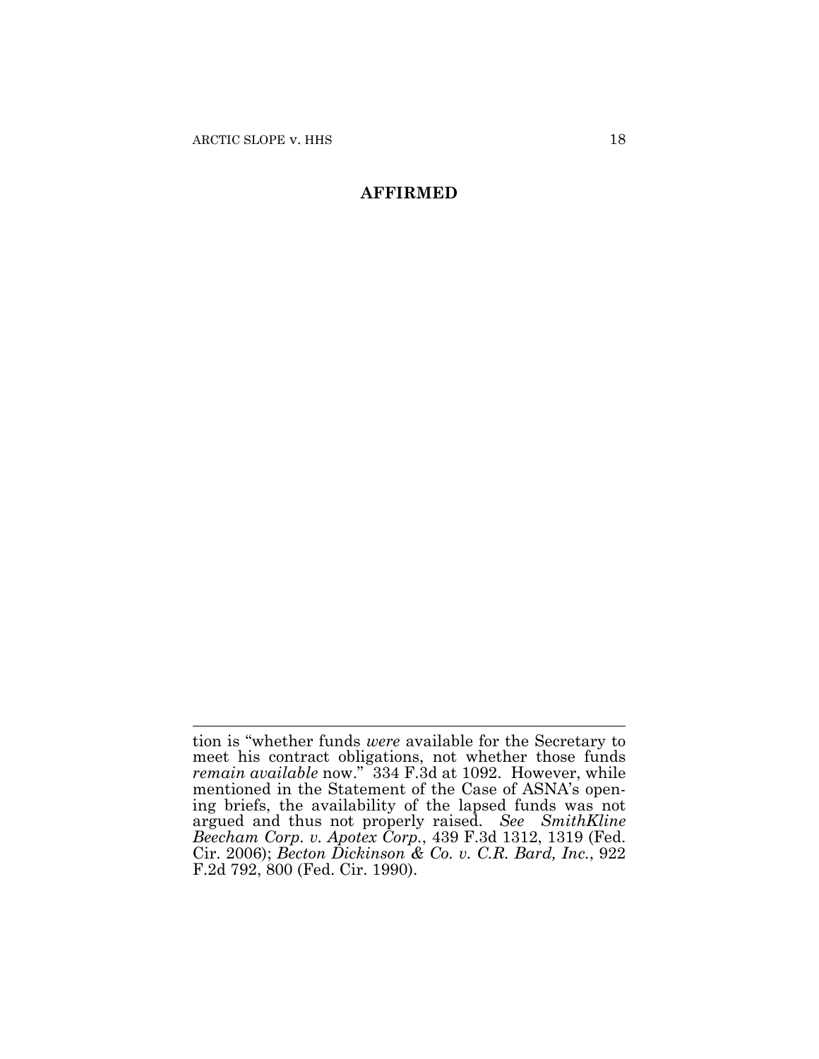**AFFIRMED**

---

tion is "whether funds *were* available for the Secretary to meet his contract obligations, not whether those funds *remain available* now." 334 F.3d at 1092. However, while mentioned in the Statement of the Case of ASNA's opening briefs, the availability of the lapsed funds was not argued and thus not properly raised. *See SmithKline Beecham Corp. v. Apotex Corp.*, 439 F.3d 1312, 1319 (Fed. Cir. 2006); *Becton Dickinson & Co. v. C.R. Bard, Inc.*, 922 F.2d 792, 800 (Fed. Cir. 1990).